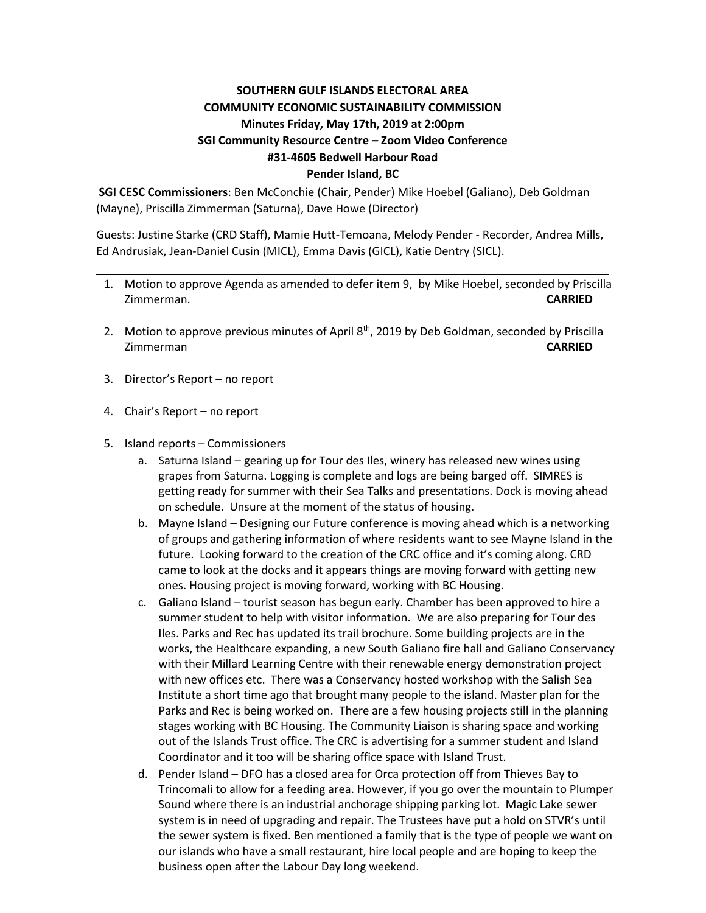**SOUTHERN GULF ISLANDS ELECTORAL AREA**
**COMMUNITY ECONOMIC SUSTAINABILITY COMMISSION**
**Minutes Friday, May 17th, 2019 at 2:00pm**
**SGI Community Resource Centre – Zoom Video Conference**
**#31-4605 Bedwell Harbour Road**
**Pender Island, BC**

**SGI CESC Commissioners**: Ben McConchie (Chair, Pender) Mike Hoebel (Galiano), Deb Goldman (Mayne), Priscilla Zimmerman (Saturna), Dave Howe (Director)

Guests: Justine Starke (CRD Staff), Mamie Hutt-Temoana, Melody Pender - Recorder, Andrea Mills, Ed Andrusiak, Jean-Daniel Cusin (MICL), Emma Davis (GICL), Katie Dentry (SICL).

---

1. Motion to approve Agenda as amended to defer item 9, by Mike Hoebel, seconded by Priscilla Zimmerman. **CARRIED**

2. Motion to approve previous minutes of April 8th, 2019 by Deb Goldman, seconded by Priscilla Zimmerman **CARRIED**

3. Director's Report – no report

4. Chair's Report – no report

5. Island reports – Commissioners
   a. Saturna Island – gearing up for Tour des Iles, winery has released new wines using grapes from Saturna. Logging is complete and logs are being barged off. SIMRES is getting ready for summer with their Sea Talks and presentations. Dock is moving ahead on schedule. Unsure at the moment of the status of housing.
   b. Mayne Island – Designing our Future conference is moving ahead which is a networking of groups and gathering information of where residents want to see Mayne Island in the future. Looking forward to the creation of the CRC office and it's coming along. CRD came to look at the docks and it appears things are moving forward with getting new ones. Housing project is moving forward, working with BC Housing.
   c. Galiano Island – tourist season has begun early. Chamber has been approved to hire a summer student to help with visitor information. We are also preparing for Tour des Iles. Parks and Rec has updated its trail brochure. Some building projects are in the works, the Healthcare expanding, a new South Galiano fire hall and Galiano Conservancy with their Millard Learning Centre with their renewable energy demonstration project with new offices etc. There was a Conservancy hosted workshop with the Salish Sea Institute a short time ago that brought many people to the island. Master plan for the Parks and Rec is being worked on. There are a few housing projects still in the planning stages working with BC Housing. The Community Liaison is sharing space and working out of the Islands Trust office. The CRC is advertising for a summer student and Island Coordinator and it too will be sharing office space with Island Trust.
   d. Pender Island – DFO has a closed area for Orca protection off from Thieves Bay to Trincomali to allow for a feeding area. However, if you go over the mountain to Plumper Sound where there is an industrial anchorage shipping parking lot. Magic Lake sewer system is in need of upgrading and repair. The Trustees have put a hold on STVR's until the sewer system is fixed. Ben mentioned a family that is the type of people we want on our islands who have a small restaurant, hire local people and are hoping to keep the business open after the Labour Day long weekend.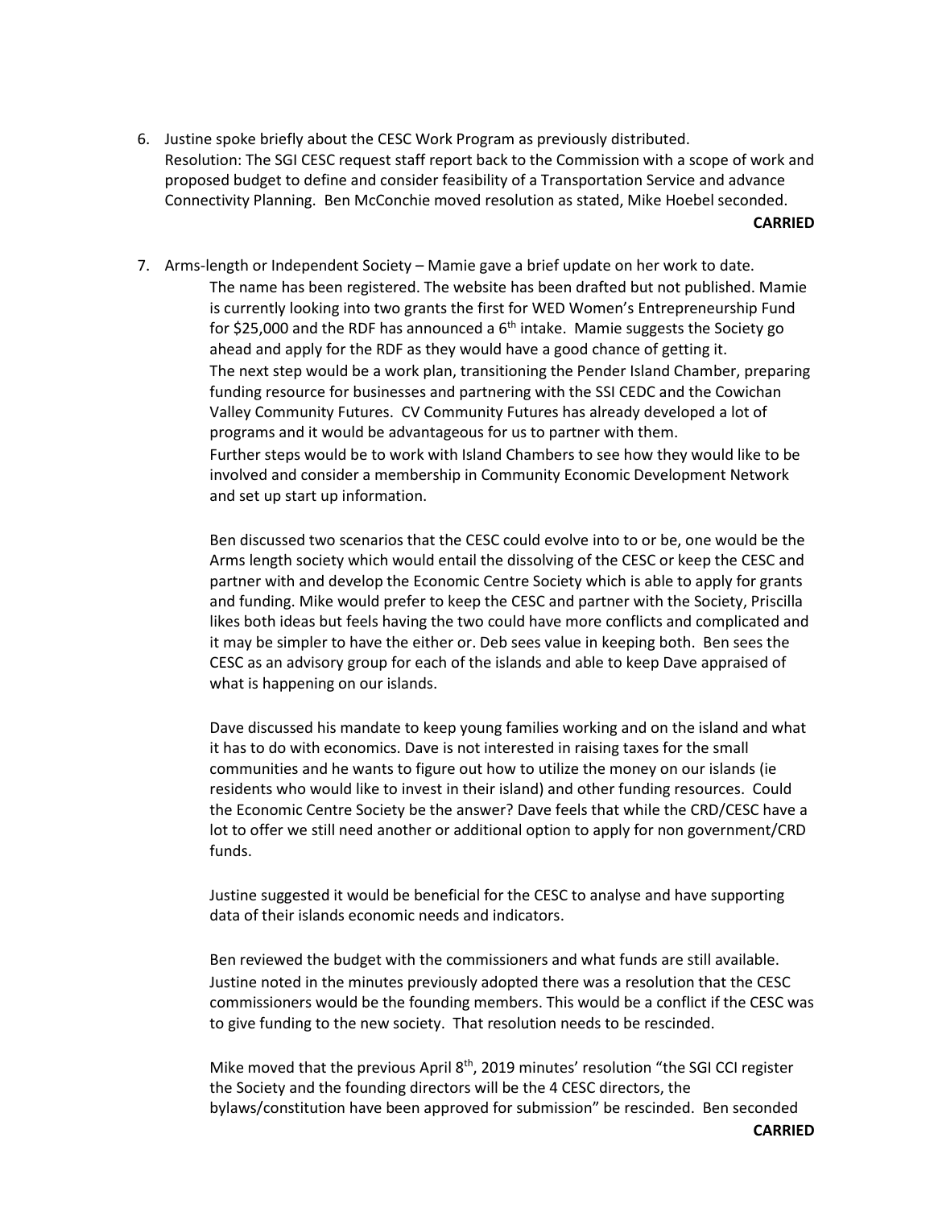6. Justine spoke briefly about the CESC Work Program as previously distributed.
   Resolution: The SGI CESC request staff report back to the Commission with a scope of work and proposed budget to define and consider feasibility of a Transportation Service and advance Connectivity Planning. Ben McConchie moved resolution as stated, Mike Hoebel seconded.

   **CARRIED**

7. Arms-length or Independent Society – Mamie gave a brief update on her work to date.

   The name has been registered. The website has been drafted but not published. Mamie is currently looking into two grants the first for WED Women's Entrepreneurship Fund for $25,000 and the RDF has announced a 6th intake. Mamie suggests the Society go ahead and apply for the RDF as they would have a good chance of getting it.
   The next step would be a work plan, transitioning the Pender Island Chamber, preparing funding resource for businesses and partnering with the SSI CEDC and the Cowichan Valley Community Futures. CV Community Futures has already developed a lot of programs and it would be advantageous for us to partner with them.
   Further steps would be to work with Island Chambers to see how they would like to be involved and consider a membership in Community Economic Development Network and set up start up information.

   Ben discussed two scenarios that the CESC could evolve into to or be, one would be the Arms length society which would entail the dissolving of the CESC or keep the CESC and partner with and develop the Economic Centre Society which is able to apply for grants and funding. Mike would prefer to keep the CESC and partner with the Society, Priscilla likes both ideas but feels having the two could have more conflicts and complicated and it may be simpler to have the either or. Deb sees value in keeping both. Ben sees the CESC as an advisory group for each of the islands and able to keep Dave appraised of what is happening on our islands.

   Dave discussed his mandate to keep young families working and on the island and what it has to do with economics. Dave is not interested in raising taxes for the small communities and he wants to figure out how to utilize the money on our islands (ie residents who would like to invest in their island) and other funding resources. Could the Economic Centre Society be the answer? Dave feels that while the CRD/CESC have a lot to offer we still need another or additional option to apply for non government/CRD funds.

   Justine suggested it would be beneficial for the CESC to analyse and have supporting data of their islands economic needs and indicators.

   Ben reviewed the budget with the commissioners and what funds are still available.
   Justine noted in the minutes previously adopted there was a resolution that the CESC commissioners would be the founding members. This would be a conflict if the CESC was to give funding to the new society. That resolution needs to be rescinded.

   Mike moved that the previous April 8th, 2019 minutes' resolution "the SGI CCI register the Society and the founding directors will be the 4 CESC directors, the bylaws/constitution have been approved for submission" be rescinded. Ben seconded

   **CARRIED**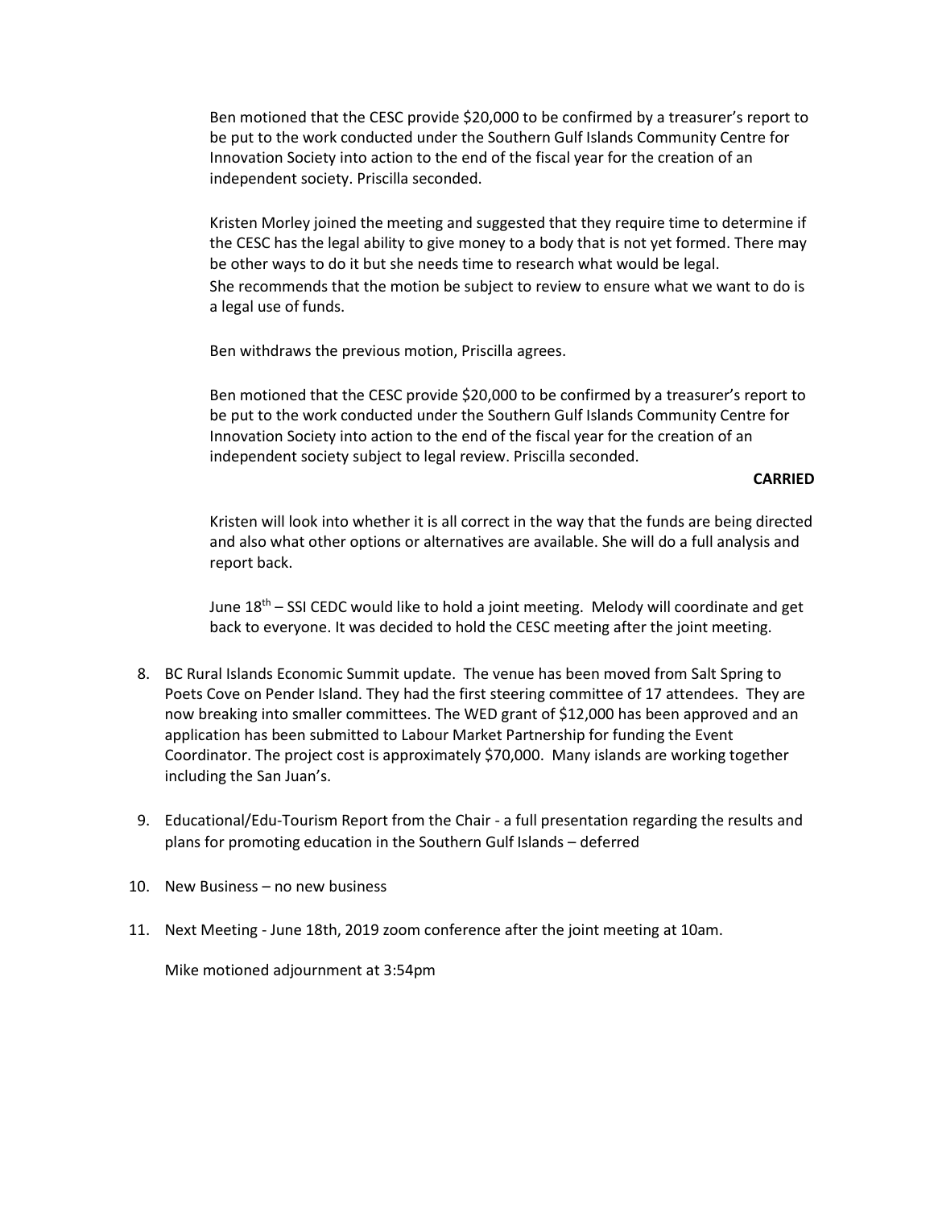Ben motioned that the CESC provide $20,000 to be confirmed by a treasurer's report to be put to the work conducted under the Southern Gulf Islands Community Centre for Innovation Society into action to the end of the fiscal year for the creation of an independent society. Priscilla seconded.

Kristen Morley joined the meeting and suggested that they require time to determine if the CESC has the legal ability to give money to a body that is not yet formed. There may be other ways to do it but she needs time to research what would be legal. She recommends that the motion be subject to review to ensure what we want to do is a legal use of funds.

Ben withdraws the previous motion, Priscilla agrees.

Ben motioned that the CESC provide $20,000 to be confirmed by a treasurer's report to be put to the work conducted under the Southern Gulf Islands Community Centre for Innovation Society into action to the end of the fiscal year for the creation of an independent society subject to legal review. Priscilla seconded.

**CARRIED**

Kristen will look into whether it is all correct in the way that the funds are being directed and also what other options or alternatives are available. She will do a full analysis and report back.

June 18th – SSI CEDC would like to hold a joint meeting. Melody will coordinate and get back to everyone. It was decided to hold the CESC meeting after the joint meeting.

8. BC Rural Islands Economic Summit update. The venue has been moved from Salt Spring to Poets Cove on Pender Island. They had the first steering committee of 17 attendees. They are now breaking into smaller committees. The WED grant of $12,000 has been approved and an application has been submitted to Labour Market Partnership for funding the Event Coordinator. The project cost is approximately $70,000. Many islands are working together including the San Juan's.

9. Educational/Edu-Tourism Report from the Chair - a full presentation regarding the results and plans for promoting education in the Southern Gulf Islands – deferred

10. New Business – no new business

11. Next Meeting - June 18th, 2019 zoom conference after the joint meeting at 10am.

    Mike motioned adjournment at 3:54pm